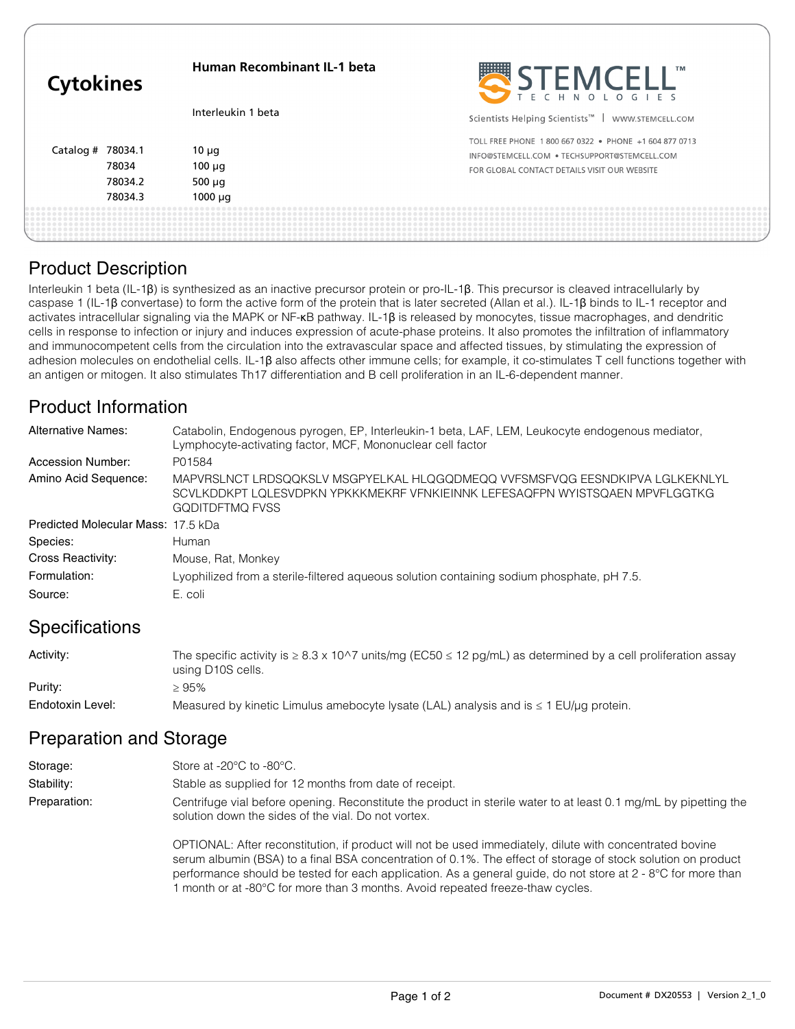# Cytokines

**Human Recombinant IL-1 beta**

Interleukin 1 beta

| Catalog # | | |
|---|---|---|
| | 78034.1 | 10 µg |
| | 78034 | 100 µg |
| | 78034.2 | 500 µg |
| | 78034.3 | 1000 µg |

STEMCELL™ TECHNOLOGIES

Scientists Helping Scientists™ | WWW.STEMCELL.COM

TOLL FREE PHONE 1 800 667 0322 • PHONE +1 604 877 0713
INFO@STEMCELL.COM • TECHSUPPORT@STEMCELL.COM
FOR GLOBAL CONTACT DETAILS VISIT OUR WEBSITE

## Product Description

Interleukin 1 beta (IL-1β) is synthesized as an inactive precursor protein or pro-IL-1β. This precursor is cleaved intracellularly by caspase 1 (IL-1β convertase) to form the active form of the protein that is later secreted (Allan et al.). IL-1β binds to IL-1 receptor and activates intracellular signaling via the MAPK or NF-κB pathway. IL-1β is released by monocytes, tissue macrophages, and dendritic cells in response to infection or injury and induces expression of acute-phase proteins. It also promotes the infiltration of inflammatory and immunocompetent cells from the circulation into the extravascular space and affected tissues, by stimulating the expression of adhesion molecules on endothelial cells. IL-1β also affects other immune cells; for example, it co-stimulates T cell functions together with an antigen or mitogen. It also stimulates Th17 differentiation and B cell proliferation in an IL-6-dependent manner.

## Product Information

| | |
|---|---|
| Alternative Names: | Catabolin, Endogenous pyrogen, EP, Interleukin-1 beta, LAF, LEM, Leukocyte endogenous mediator, Lymphocyte-activating factor, MCF, Mononuclear cell factor |
| Accession Number: | P01584 |
| Amino Acid Sequence: | MAPVRSLNCT LRDSQQKSLV MSGPYELKAL HLQGQDMEQQ VVFSMSFVQG EESNDKIPVA LGLKEKNLYL SCVLKDDKPT LQLESVDPKN YPKKKMEKRF VFNKIEINNK LEFESAQFPN WYISTSQAEN MPVFLGGTKG GQDITDFTMQ FVSS |
| Predicted Molecular Mass: | 17.5 kDa |
| Species: | Human |
| Cross Reactivity: | Mouse, Rat, Monkey |
| Formulation: | Lyophilized from a sterile-filtered aqueous solution containing sodium phosphate, pH 7.5. |
| Source: | E. coli |

## Specifications

| | |
|---|---|
| Activity: | The specific activity is ≥ 8.3 x 10^7 units/mg (EC50 ≤ 12 pg/mL) as determined by a cell proliferation assay using D10S cells. |
| Purity: | ≥ 95% |
| Endotoxin Level: | Measured by kinetic Limulus amebocyte lysate (LAL) analysis and is ≤ 1 EU/µg protein. |

## Preparation and Storage

| | |
|---|---|
| Storage: | Store at -20°C to -80°C. |
| Stability: | Stable as supplied for 12 months from date of receipt. |
| Preparation: | Centrifuge vial before opening. Reconstitute the product in sterile water to at least 0.1 mg/mL by pipetting the solution down the sides of the vial. Do not vortex.<br><br>OPTIONAL: After reconstitution, if product will not be used immediately, dilute with concentrated bovine serum albumin (BSA) to a final BSA concentration of 0.1%. The effect of storage of stock solution on product performance should be tested for each application. As a general guide, do not store at 2 - 8°C for more than 1 month or at -80°C for more than 3 months. Avoid repeated freeze-thaw cycles. |

Document # DX20553 | Version 2_1_0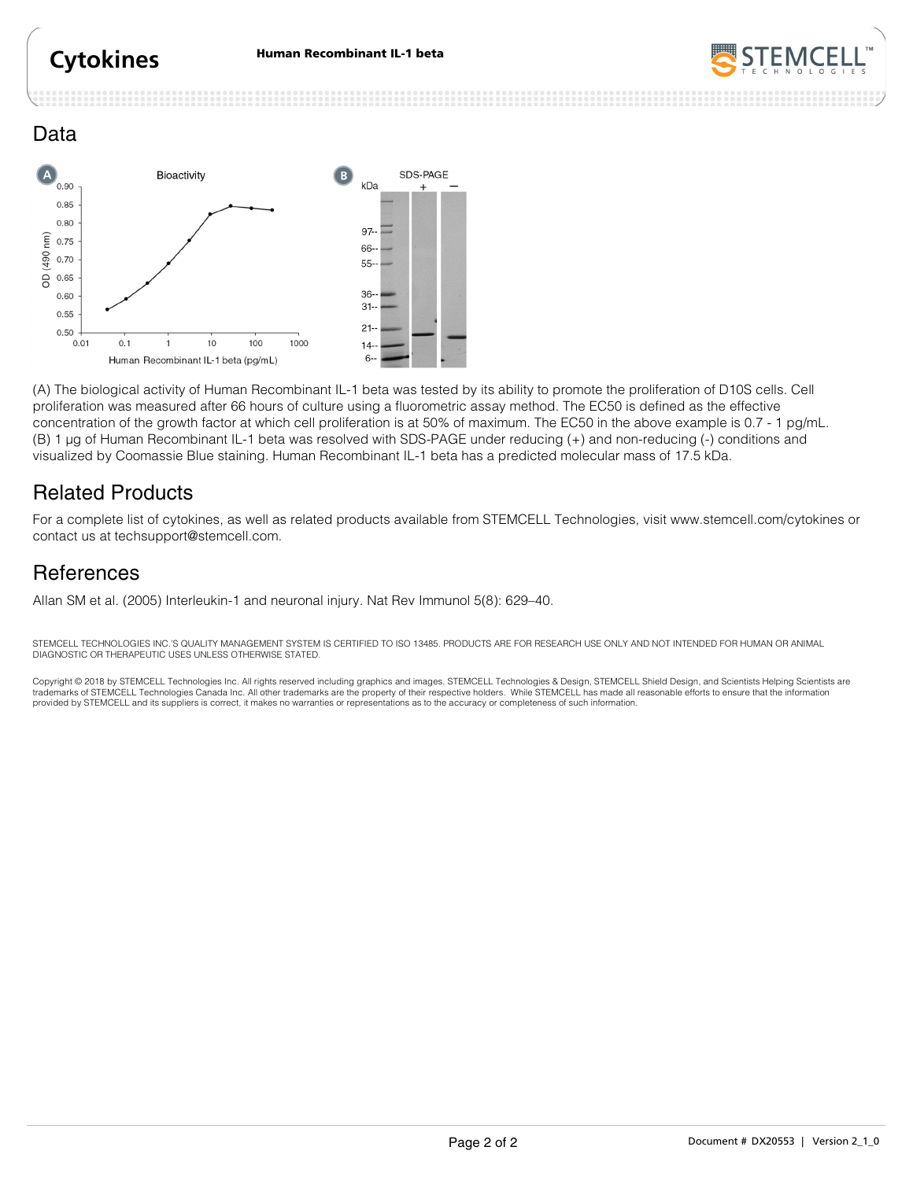## Data

A

Bioactivity

OD (490 nm)

0.90
0.85
0.80
0.75
0.70
0.65
0.60
0.55
0.50

0.01 0.1 1 10 100 1000

Human Recombinant IL-1 beta (pg/mL)

B

SDS-PAGE

kDa + —

97--
66--
55--
36--
31--
21--
14--
6--

(A) The biological activity of Human Recombinant IL-1 beta was tested by its ability to promote the proliferation of D10S cells. Cell proliferation was measured after 66 hours of culture using a fluorometric assay method. The EC50 is defined as the effective concentration of the growth factor at which cell proliferation is at 50% of maximum. The EC50 in the above example is 0.7 - 1 pg/mL.
(B) 1 μg of Human Recombinant IL-1 beta was resolved with SDS-PAGE under reducing (+) and non-reducing (-) conditions and visualized by Coomassie Blue staining. Human Recombinant IL-1 beta has a predicted molecular mass of 17.5 kDa.

## Related Products

For a complete list of cytokines, as well as related products available from STEMCELL Technologies, visit www.stemcell.com/cytokines or contact us at techsupport@stemcell.com.

## References

Allan SM et al. (2005) Interleukin-1 and neuronal injury. Nat Rev Immunol 5(8): 629–40.

STEMCELL TECHNOLOGIES INC.'S QUALITY MANAGEMENT SYSTEM IS CERTIFIED TO ISO 13485. PRODUCTS ARE FOR RESEARCH USE ONLY AND NOT INTENDED FOR HUMAN OR ANIMAL DIAGNOSTIC OR THERAPEUTIC USES UNLESS OTHERWISE STATED.

Copyright © 2018 by STEMCELL Technologies Inc. All rights reserved including graphics and images. STEMCELL Technologies & Design, STEMCELL Shield Design, and Scientists Helping Scientists are trademarks of STEMCELL Technologies Canada Inc. All other trademarks are the property of their respective holders. While STEMCELL has made all reasonable efforts to ensure that the information provided by STEMCELL and its suppliers is correct, it makes no warranties or representations as to the accuracy or completeness of such information.

Document # DX20553 | Version 2_1_0